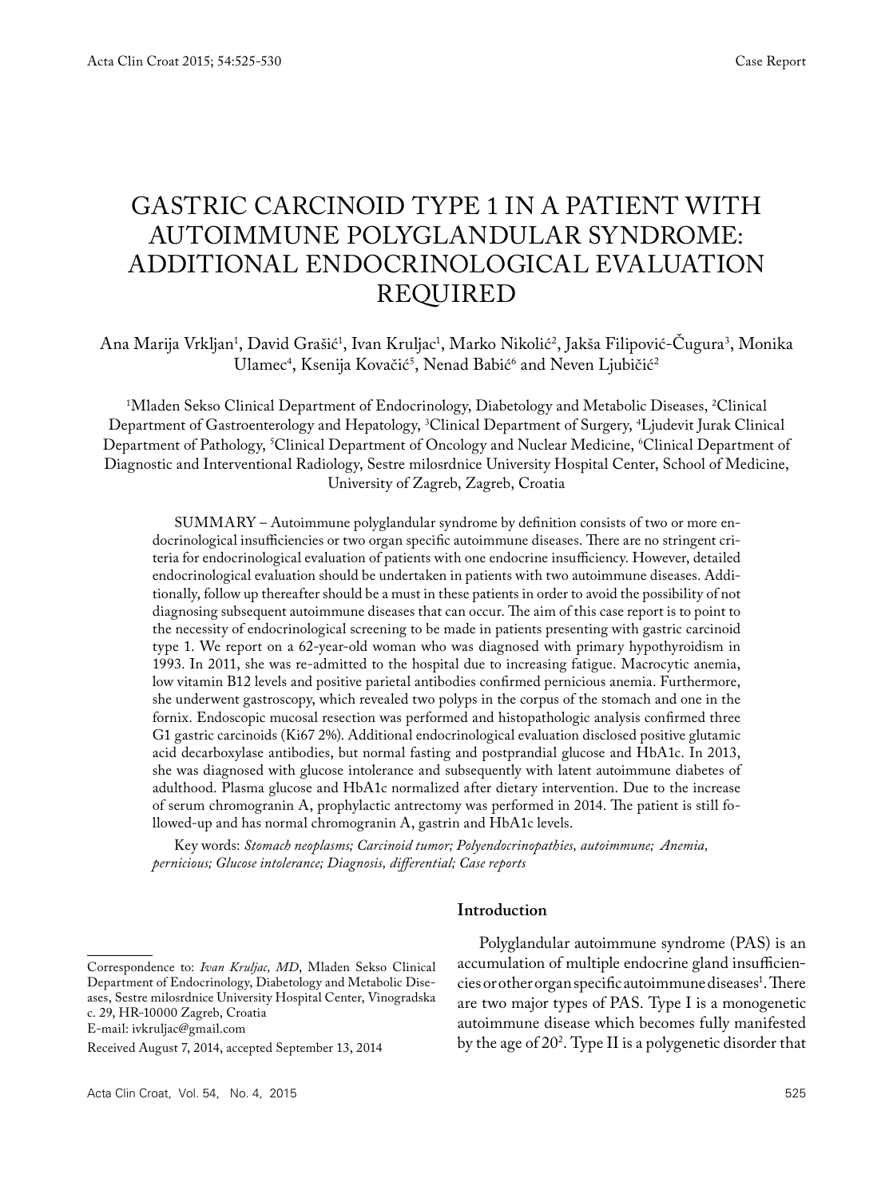Case Report

# GASTRIC CARCINOID TYPE 1 IN A PATIENT WITH AUTOIMMUNE POLYGLANDULAR SYNDROME: ADDITIONAL ENDOCRINOLOGICAL EVALUATION REQUIRED

Ana Marija Vrkljan[1], David Grašić[1], Ivan Kruljac[1], Marko Nikolić[2], Jakša Filipović-Čugura[3], Monika Ulamec[4], Ksenija Kovačić[5], Nenad Babić[6] and Neven Ljubičić[2]

[1]Mladen Sekso Clinical Department of Endocrinology, Diabetology and Metabolic Diseases, [2]Clinical Department of Gastroenterology and Hepatology, [3]Clinical Department of Surgery, [4]Ljudevit Jurak Clinical Department of Pathology, [5]Clinical Department of Oncology and Nuclear Medicine, [6]Clinical Department of Diagnostic and Interventional Radiology, Sestre milosrdnice University Hospital Center, School of Medicine, University of Zagreb, Zagreb, Croatia

SUMMARY – Autoimmune polyglandular syndrome by definition consists of two or more endocrinological insufficiencies or two organ specific autoimmune diseases. There are no stringent criteria for endocrinological evaluation of patients with one endocrine insufficiency. However, detailed endocrinological evaluation should be undertaken in patients with two autoimmune diseases. Additionally, follow up thereafter should be a must in these patients in order to avoid the possibility of not diagnosing subsequent autoimmune diseases that can occur. The aim of this case report is to point to the necessity of endocrinological screening to be made in patients presenting with gastric carcinoid type 1. We report on a 62-year-old woman who was diagnosed with primary hypothyroidism in 1993. In 2011, she was re-admitted to the hospital due to increasing fatigue. Macrocytic anemia, low vitamin B12 levels and positive parietal antibodies confirmed pernicious anemia. Furthermore, she underwent gastroscopy, which revealed two polyps in the corpus of the stomach and one in the fornix. Endoscopic mucosal resection was performed and histopathologic analysis confirmed three G1 gastric carcinoids (Ki67 2%). Additional endocrinological evaluation disclosed positive glutamic acid decarboxylase antibodies, but normal fasting and postprandial glucose and HbA1c. In 2013, she was diagnosed with glucose intolerance and subsequently with latent autoimmune diabetes of adulthood. Plasma glucose and HbA1c normalized after dietary intervention. Due to the increase of serum chromogranin A, prophylactic antrectomy was performed in 2014. The patient is still followed-up and has normal chromogranin A, gastrin and HbA1c levels.

Key words: *Stomach neoplasms; Carcinoid tumor; Polyendocrinopathies, autoimmune; Anemia, pernicious; Glucose intolerance; Diagnosis, differential; Case reports*

## Introduction

Polyglandular autoimmune syndrome (PAS) is an accumulation of multiple endocrine gland insufficiencies or other organ specific autoimmune diseases[1]. There are two major types of PAS. Type I is a monogenetic autoimmune disease which becomes fully manifested by the age of 20[2]. Type II is a polygenetic disorder that

Correspondence to: *Ivan Kruljac, MD*, Mladen Sekso Clinical Department of Endocrinology, Diabetology and Metabolic Diseases, Sestre milosrdnice University Hospital Center, Vinogradska c. 29, HR-10000 Zagreb, Croatia
E-mail: ivkruljac@gmail.com

Received August 7, 2014, accepted September 13, 2014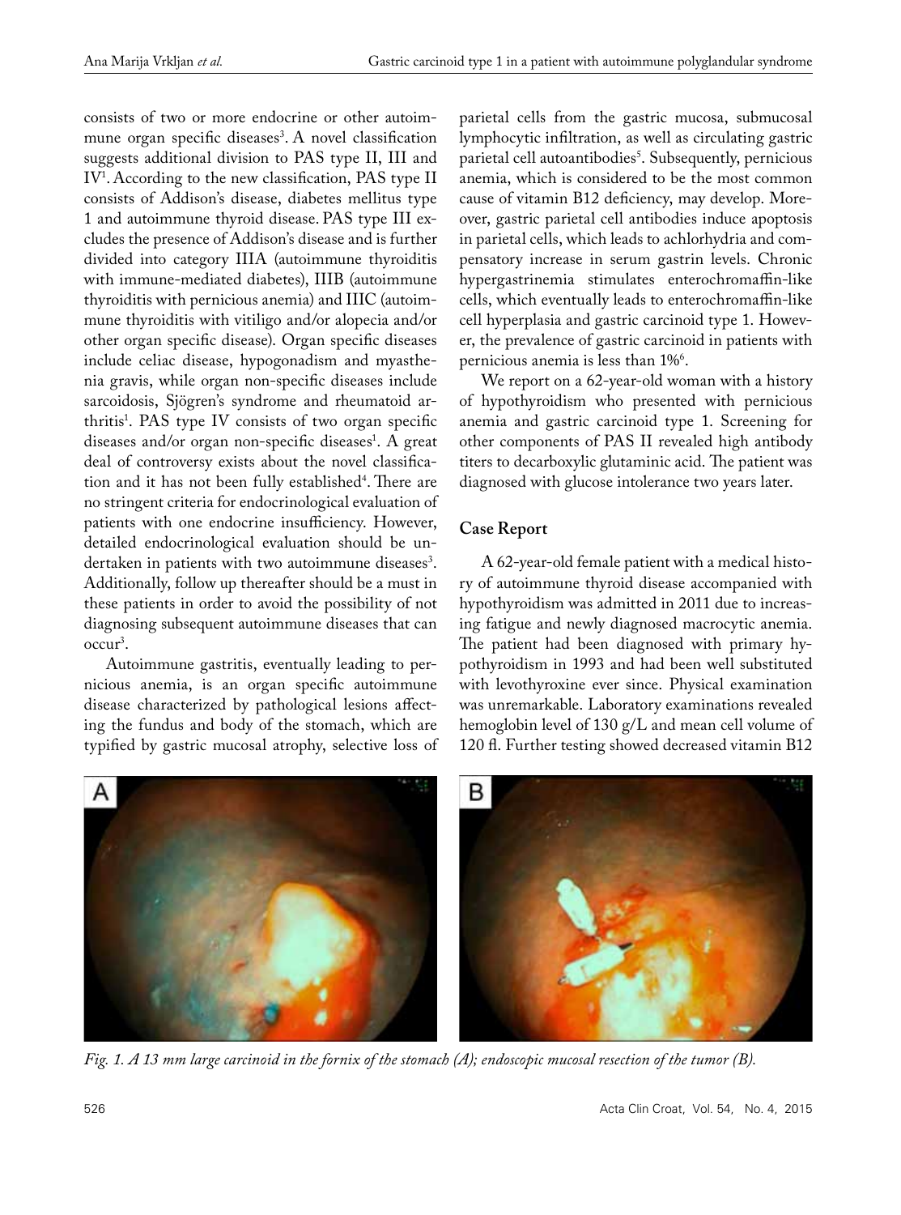consists of two or more endocrine or other autoimmune organ specific diseases[3]. A novel classification suggests additional division to PAS type II, III and IV[1]. According to the new classification, PAS type II consists of Addison's disease, diabetes mellitus type 1 and autoimmune thyroid disease. PAS type III excludes the presence of Addison's disease and is further divided into category IIIA (autoimmune thyroiditis with immune-mediated diabetes), IIIB (autoimmune thyroiditis with pernicious anemia) and IIIC (autoimmune thyroiditis with vitiligo and/or alopecia and/or other organ specific disease). Organ specific diseases include celiac disease, hypogonadism and myasthenia gravis, while organ non-specific diseases include sarcoidosis, Sjögren's syndrome and rheumatoid arthritis[1]. PAS type IV consists of two organ specific diseases and/or organ non-specific diseases[1]. A great deal of controversy exists about the novel classification and it has not been fully established[4]. There are no stringent criteria for endocrinological evaluation of patients with one endocrine insufficiency. However, detailed endocrinological evaluation should be undertaken in patients with two autoimmune diseases[3]. Additionally, follow up thereafter should be a must in these patients in order to avoid the possibility of not diagnosing subsequent autoimmune diseases that can occur[3].

Autoimmune gastritis, eventually leading to pernicious anemia, is an organ specific autoimmune disease characterized by pathological lesions affecting the fundus and body of the stomach, which are typified by gastric mucosal atrophy, selective loss of parietal cells from the gastric mucosa, submucosal lymphocytic infiltration, as well as circulating gastric parietal cell autoantibodies[5]. Subsequently, pernicious anemia, which is considered to be the most common cause of vitamin B12 deficiency, may develop. Moreover, gastric parietal cell antibodies induce apoptosis in parietal cells, which leads to achlorhydria and compensatory increase in serum gastrin levels. Chronic hypergastrinemia stimulates enterochromaffin-like cells, which eventually leads to enterochromaffin-like cell hyperplasia and gastric carcinoid type 1. However, the prevalence of gastric carcinoid in patients with pernicious anemia is less than 1%[6].

We report on a 62-year-old woman with a history of hypothyroidism who presented with pernicious anemia and gastric carcinoid type 1. Screening for other components of PAS II revealed high antibody titers to decarboxylic glutaminic acid. The patient was diagnosed with glucose intolerance two years later.

## Case Report

A 62-year-old female patient with a medical history of autoimmune thyroid disease accompanied with hypothyroidism was admitted in 2011 due to increasing fatigue and newly diagnosed macrocytic anemia. The patient had been diagnosed with primary hypothyroidism in 1993 and had been well substituted with levothyroxine ever since. Physical examination was unremarkable. Laboratory examinations revealed hemoglobin level of 130 g/L and mean cell volume of 120 fl. Further testing showed decreased vitamin B12

*Fig. 1. A 13 mm large carcinoid in the fornix of the stomach (A); endoscopic mucosal resection of the tumor (B).*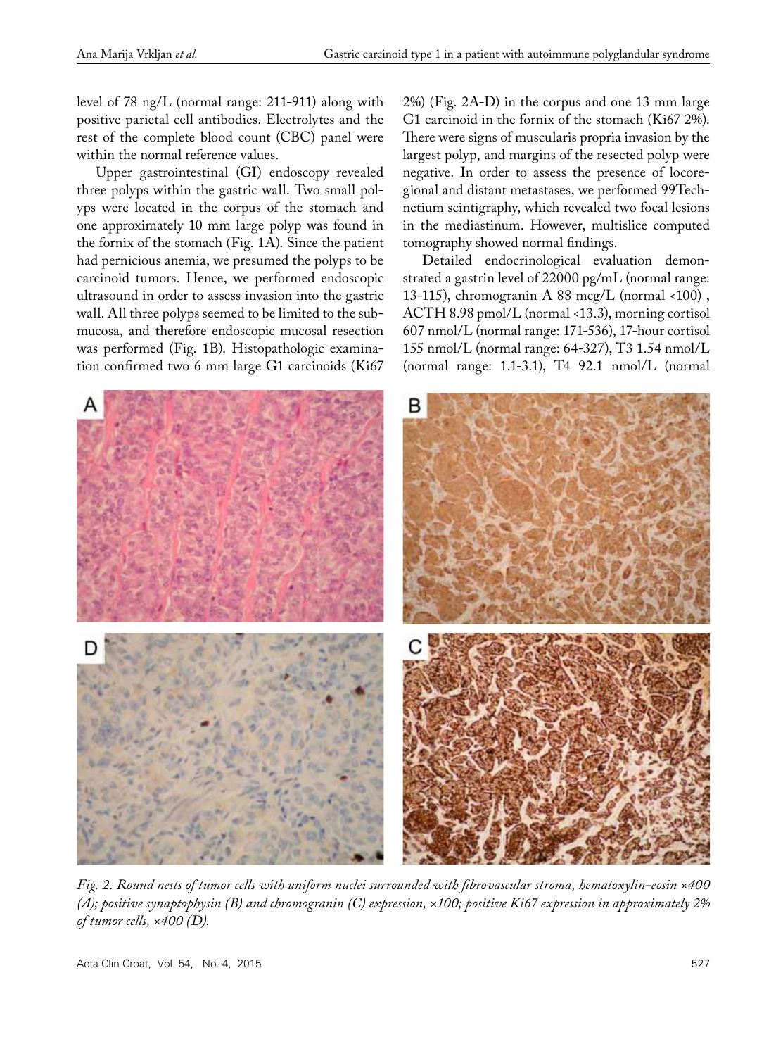level of 78 ng/L (normal range: 211-911) along with positive parietal cell antibodies. Electrolytes and the rest of the complete blood count (CBC) panel were within the normal reference values.

Upper gastrointestinal (GI) endoscopy revealed three polyps within the gastric wall. Two small polyps were located in the corpus of the stomach and one approximately 10 mm large polyp was found in the fornix of the stomach (Fig. 1A). Since the patient had pernicious anemia, we presumed the polyps to be carcinoid tumors. Hence, we performed endoscopic ultrasound in order to assess invasion into the gastric wall. All three polyps seemed to be limited to the submucosa, and therefore endoscopic mucosal resection was performed (Fig. 1B). Histopathologic examination confirmed two 6 mm large G1 carcinoids (Ki67 2%) (Fig. 2A-D) in the corpus and one 13 mm large G1 carcinoid in the fornix of the stomach (Ki67 2%). There were signs of muscularis propria invasion by the largest polyp, and margins of the resected polyp were negative. In order to assess the presence of locoregional and distant metastases, we performed 99Technetium scintigraphy, which revealed two focal lesions in the mediastinum. However, multislice computed tomography showed normal findings.

Detailed endocrinological evaluation demonstrated a gastrin level of 22000 pg/mL (normal range: 13-115), chromogranin A 88 mcg/L (normal <100) , ACTH 8.98 pmol/L (normal <13.3), morning cortisol 607 nmol/L (normal range: 171-536), 17-hour cortisol 155 nmol/L (normal range: 64-327), T3 1.54 nmol/L (normal range: 1.1-3.1), T4 92.1 nmol/L (normal

*Fig. 2. Round nests of tumor cells with uniform nuclei surrounded with fibrovascular stroma, hematoxylin-eosin ×400 (A); positive synaptophysin (B) and chromogranin (C) expression, ×100; positive Ki67 expression in approximately 2% of tumor cells, ×400 (D).*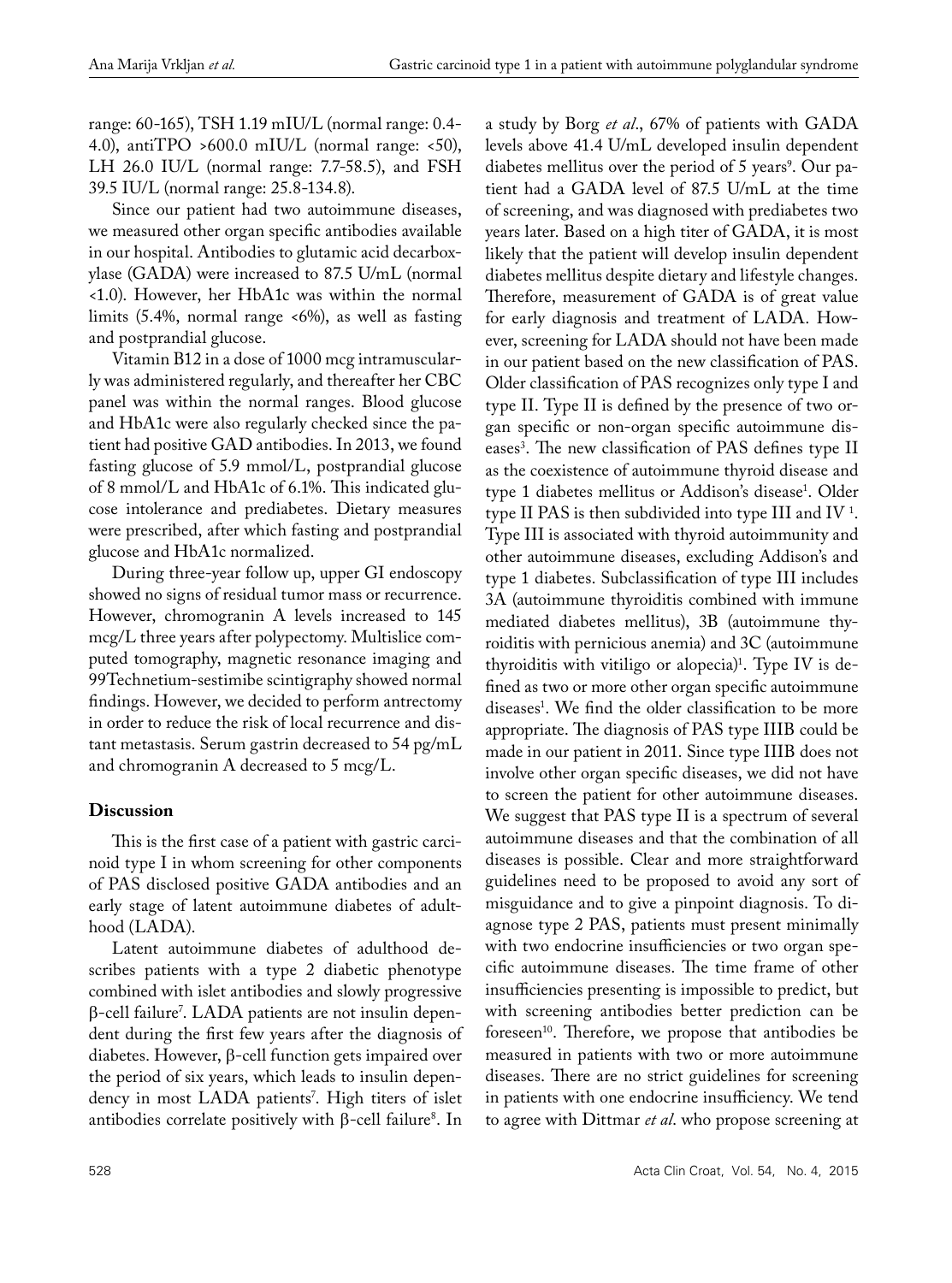range: 60-165), TSH 1.19 mIU/L (normal range: 0.4-4.0), antiTPO >600.0 mIU/L (normal range: <50), LH 26.0 IU/L (normal range: 7.7-58.5), and FSH 39.5 IU/L (normal range: 25.8-134.8).

Since our patient had two autoimmune diseases, we measured other organ specific antibodies available in our hospital. Antibodies to glutamic acid decarboxylase (GADA) were increased to 87.5 U/mL (normal <1.0). However, her HbA1c was within the normal limits (5.4%, normal range <6%), as well as fasting and postprandial glucose.

Vitamin B12 in a dose of 1000 mcg intramuscularly was administered regularly, and thereafter her CBC panel was within the normal ranges. Blood glucose and HbA1c were also regularly checked since the patient had positive GAD antibodies. In 2013, we found fasting glucose of 5.9 mmol/L, postprandial glucose of 8 mmol/L and HbA1c of 6.1%. This indicated glucose intolerance and prediabetes. Dietary measures were prescribed, after which fasting and postprandial glucose and HbA1c normalized.

During three-year follow up, upper GI endoscopy showed no signs of residual tumor mass or recurrence. However, chromogranin A levels increased to 145 mcg/L three years after polypectomy. Multislice computed tomography, magnetic resonance imaging and 99Technetium-sestimibe scintigraphy showed normal findings. However, we decided to perform antrectomy in order to reduce the risk of local recurrence and distant metastasis. Serum gastrin decreased to 54 pg/mL and chromogranin A decreased to 5 mcg/L.

## Discussion

This is the first case of a patient with gastric carcinoid type I in whom screening for other components of PAS disclosed positive GADA antibodies and an early stage of latent autoimmune diabetes of adulthood (LADA).

Latent autoimmune diabetes of adulthood describes patients with a type 2 diabetic phenotype combined with islet antibodies and slowly progressive β-cell failure[7]. LADA patients are not insulin dependent during the first few years after the diagnosis of diabetes. However, β-cell function gets impaired over the period of six years, which leads to insulin dependency in most LADA patients[7]. High titers of islet antibodies correlate positively with β-cell failure[8]. In a study by Borg *et al*., 67% of patients with GADA levels above 41.4 U/mL developed insulin dependent diabetes mellitus over the period of 5 years[9]. Our patient had a GADA level of 87.5 U/mL at the time of screening, and was diagnosed with prediabetes two years later. Based on a high titer of GADA, it is most likely that the patient will develop insulin dependent diabetes mellitus despite dietary and lifestyle changes. Therefore, measurement of GADA is of great value for early diagnosis and treatment of LADA. However, screening for LADA should not have been made in our patient based on the new classification of PAS. Older classification of PAS recognizes only type I and type II. Type II is defined by the presence of two organ specific or non-organ specific autoimmune diseases[3]. The new classification of PAS defines type II as the coexistence of autoimmune thyroid disease and type 1 diabetes mellitus or Addison's disease[1]. Older type II PAS is then subdivided into type III and IV [1]. Type III is associated with thyroid autoimmunity and other autoimmune diseases, excluding Addison's and type 1 diabetes. Subclassification of type III includes 3A (autoimmune thyroiditis combined with immune mediated diabetes mellitus), 3B (autoimmune thyroiditis with pernicious anemia) and 3C (autoimmune thyroiditis with vitiligo or alopecia)[1]. Type IV is defined as two or more other organ specific autoimmune diseases[1]. We find the older classification to be more appropriate. The diagnosis of PAS type IIIB could be made in our patient in 2011. Since type IIIB does not involve other organ specific diseases, we did not have to screen the patient for other autoimmune diseases. We suggest that PAS type II is a spectrum of several autoimmune diseases and that the combination of all diseases is possible. Clear and more straightforward guidelines need to be proposed to avoid any sort of misguidance and to give a pinpoint diagnosis. To diagnose type 2 PAS, patients must present minimally with two endocrine insufficiencies or two organ specific autoimmune diseases. The time frame of other insufficiencies presenting is impossible to predict, but with screening antibodies better prediction can be foreseen[10]. Therefore, we propose that antibodies be measured in patients with two or more autoimmune diseases. There are no strict guidelines for screening in patients with one endocrine insufficiency. We tend to agree with Dittmar *et al*. who propose screening at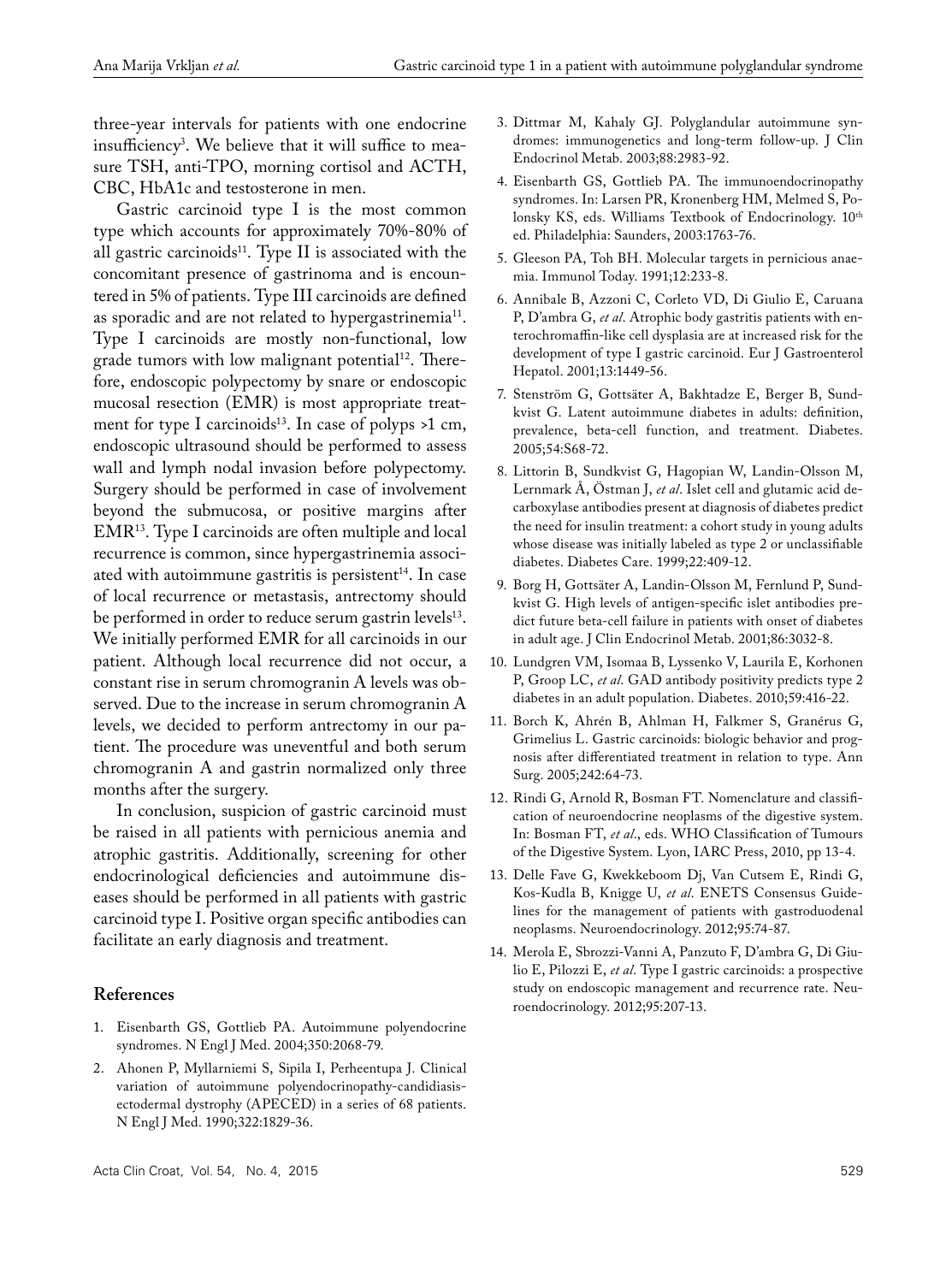three-year intervals for patients with one endocrine insufficiency[3]. We believe that it will suffice to measure TSH, anti-TPO, morning cortisol and ACTH, CBC, HbA1c and testosterone in men.

Gastric carcinoid type I is the most common type which accounts for approximately 70%-80% of all gastric carcinoids[11]. Type II is associated with the concomitant presence of gastrinoma and is encountered in 5% of patients. Type III carcinoids are defined as sporadic and are not related to hypergastrinemia[11]. Type I carcinoids are mostly non-functional, low grade tumors with low malignant potential[12]. Therefore, endoscopic polypectomy by snare or endoscopic mucosal resection (EMR) is most appropriate treatment for type I carcinoids[13]. In case of polyps >1 cm, endoscopic ultrasound should be performed to assess wall and lymph nodal invasion before polypectomy. Surgery should be performed in case of involvement beyond the submucosa, or positive margins after EMR[13]. Type I carcinoids are often multiple and local recurrence is common, since hypergastrinemia associated with autoimmune gastritis is persistent[14]. In case of local recurrence or metastasis, antrectomy should be performed in order to reduce serum gastrin levels[13]. We initially performed EMR for all carcinoids in our patient. Although local recurrence did not occur, a constant rise in serum chromogranin A levels was observed. Due to the increase in serum chromogranin A levels, we decided to perform antrectomy in our patient. The procedure was uneventful and both serum chromogranin A and gastrin normalized only three months after the surgery.

In conclusion, suspicion of gastric carcinoid must be raised in all patients with pernicious anemia and atrophic gastritis. Additionally, screening for other endocrinological deficiencies and autoimmune diseases should be performed in all patients with gastric carcinoid type I. Positive organ specific antibodies can facilitate an early diagnosis and treatment.

## References

1. Eisenbarth GS, Gottlieb PA. Autoimmune polyendocrine syndromes. N Engl J Med. 2004;350:2068-79.
2. Ahonen P, Myllarniemi S, Sipila I, Perheentupa J. Clinical variation of autoimmune polyendocrinopathy-candidiasis-ectodermal dystrophy (APECED) in a series of 68 patients. N Engl J Med. 1990;322:1829-36.
3. Dittmar M, Kahaly GJ. Polyglandular autoimmune syndromes: immunogenetics and long-term follow-up. J Clin Endocrinol Metab. 2003;88:2983-92.
4. Eisenbarth GS, Gottlieb PA. The immunoendocrinopathy syndromes. In: Larsen PR, Kronenberg HM, Melmed S, Polonsky KS, eds. Williams Textbook of Endocrinology. 10th ed. Philadelphia: Saunders, 2003:1763-76.
5. Gleeson PA, Toh BH. Molecular targets in pernicious anaemia. Immunol Today. 1991;12:233-8.
6. Annibale B, Azzoni C, Corleto VD, Di Giulio E, Caruana P, D'ambra G, *et al*. Atrophic body gastritis patients with enterochromaffin-like cell dysplasia are at increased risk for the development of type I gastric carcinoid. Eur J Gastroenterol Hepatol. 2001;13:1449-56.
7. Stenström G, Gottsäter A, Bakhtadze E, Berger B, Sundkvist G. Latent autoimmune diabetes in adults: definition, prevalence, beta-cell function, and treatment. Diabetes. 2005;54:S68-72.
8. Littorin B, Sundkvist G, Hagopian W, Landin-Olsson M, Lernmark Å, Östman J, *et al*. Islet cell and glutamic acid decarboxylase antibodies present at diagnosis of diabetes predict the need for insulin treatment: a cohort study in young adults whose disease was initially labeled as type 2 or unclassifiable diabetes. Diabetes Care. 1999;22:409-12.
9. Borg H, Gottsäter A, Landin-Olsson M, Fernlund P, Sundkvist G. High levels of antigen-specific islet antibodies predict future beta-cell failure in patients with onset of diabetes in adult age. J Clin Endocrinol Metab. 2001;86:3032-8.
10. Lundgren VM, Isomaa B, Lyssenko V, Laurila E, Korhonen P, Groop LC, *et al*. GAD antibody positivity predicts type 2 diabetes in an adult population. Diabetes. 2010;59:416-22.
11. Borch K, Ahrén B, Ahlman H, Falkmer S, Granérus G, Grimelius L. Gastric carcinoids: biologic behavior and prognosis after differentiated treatment in relation to type. Ann Surg. 2005;242:64-73.
12. Rindi G, Arnold R, Bosman FT. Nomenclature and classification of neuroendocrine neoplasms of the digestive system. In: Bosman FT, *et al*., eds. WHO Classification of Tumours of the Digestive System. Lyon, IARC Press, 2010, pp 13-4.
13. Delle Fave G, Kwekkeboom Dj, Van Cutsem E, Rindi G, Kos-Kudla B, Knigge U, *et al*. ENETS Consensus Guidelines for the management of patients with gastroduodenal neoplasms. Neuroendocrinology. 2012;95:74-87.
14. Merola E, Sbrozzi-Vanni A, Panzuto F, D'ambra G, Di Giulio E, Pilozzi E, *et al*. Type I gastric carcinoids: a prospective study on endoscopic management and recurrence rate. Neuroendocrinology. 2012;95:207-13.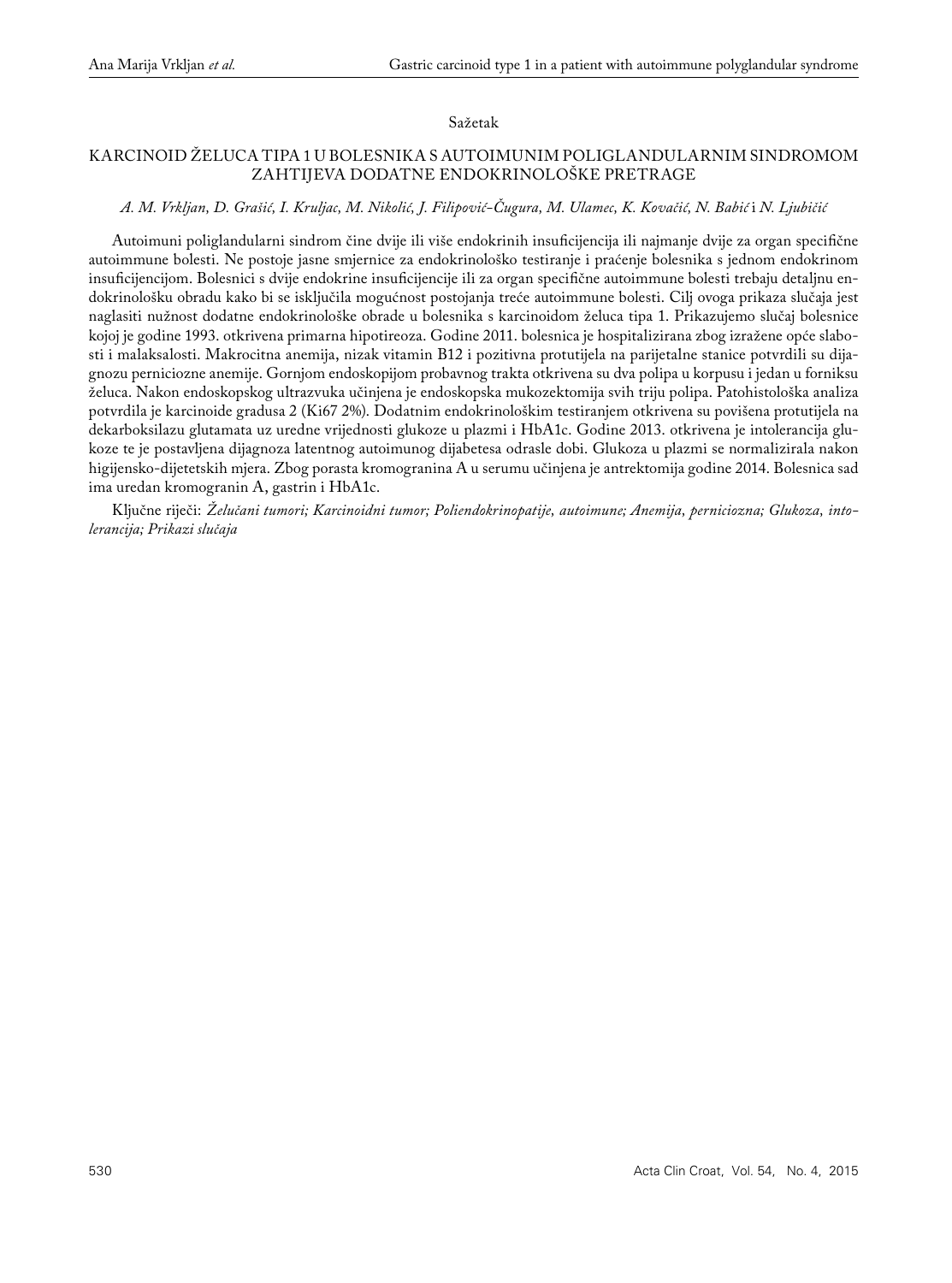Sažetak

## KARCINOID ŽELUCA TIPA 1 U BOLESNIKA S AUTOIMUNIM POLIGLANDULARNIM SINDROMOM ZAHTIJEVA DODATNE ENDOKRINOLOŠKE PRETRAGE

*A. M. Vrkljan, D. Grašić, I. Kruljac, M. Nikolić, J. Filipović-Čugura, M. Ulamec, K. Kovačić, N. Babić* i *N. Ljubičić*

Autoimuni poliglandularni sindrom čine dvije ili više endokrinih insuficijencija ili najmanje dvije za organ specifične autoimmune bolesti. Ne postoje jasne smjernice za endokrinološko testiranje i praćenje bolesnika s jednom endokrinom insuficijencijom. Bolesnici s dvije endokrine insuficijencije ili za organ specifične autoimmune bolesti trebaju detaljnu endokrinološku obradu kako bi se isključila mogućnost postojanja treće autoimmune bolesti. Cilj ovoga prikaza slučaja jest naglasiti nužnost dodatne endokrinološke obrade u bolesnika s karcinoidom želuca tipa 1. Prikazujemo slučaj bolesnice kojoj je godine 1993. otkrivena primarna hipotireoza. Godine 2011. bolesnica je hospitalizirana zbog izražene opće slabosti i malaksalosti. Makrocitna anemija, nizak vitamin B12 i pozitivna protutijela na parijetalne stanice potvrdili su dijagnozu perniciozne anemije. Gornjom endoskopijom probavnog trakta otkrivena su dva polipa u korpusu i jedan u forniksu želuca. Nakon endoskopskog ultrazvuka učinjena je endoskopska mukozektomija svih triju polipa. Patohistološka analiza potvrdila je karcinoide gradusa 2 (Ki67 2%). Dodatnim endokrinološkim testiranjem otkrivena su povišena protutijela na dekarboksilazu glutamata uz uredne vrijednosti glukoze u plazmi i HbA1c. Godine 2013. otkrivena je intolerancija glukoze te je postavljena dijagnoza latentnog autoimunog dijabetesa odrasle dobi. Glukoza u plazmi se normalizirala nakon higijensko-dijetetskih mjera. Zbog porasta kromogranina A u serumu učinjena je antrektomija godine 2014. Bolesnica sad ima uredan kromogranin A, gastrin i HbA1c.

Ključne riječi: *Želučani tumori; Karcinoidni tumor; Poliendokrinopatije, autoimune; Anemija, perniciozna; Glukoza, intolerancija; Prikazi slučaja*